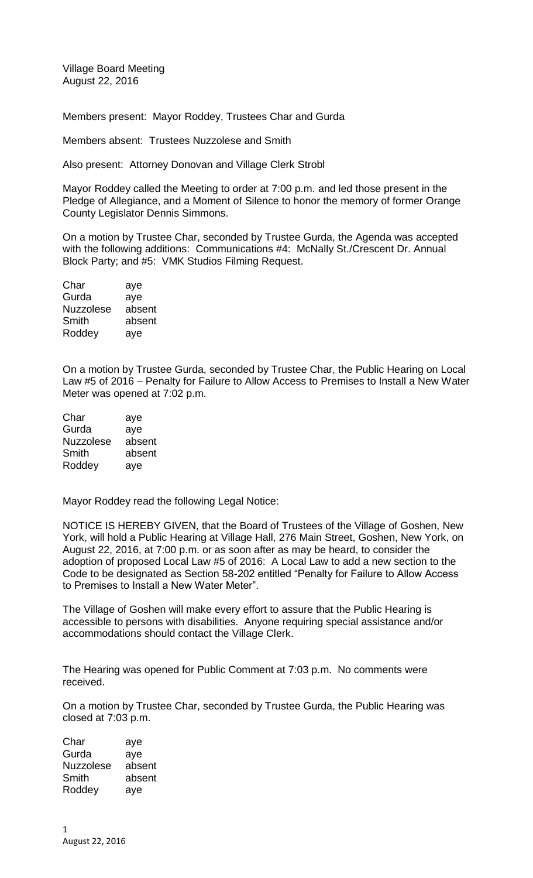Village Board Meeting
August 22, 2016

Members present: Mayor Roddey, Trustees Char and Gurda

Members absent: Trustees Nuzzolese and Smith

Also present: Attorney Donovan and Village Clerk Strobl

Mayor Roddey called the Meeting to order at 7:00 p.m. and led those present in the Pledge of Allegiance, and a Moment of Silence to honor the memory of former Orange County Legislator Dennis Simmons.

On a motion by Trustee Char, seconded by Trustee Gurda, the Agenda was accepted with the following additions: Communications #4: McNally St./Crescent Dr. Annual Block Party; and #5: VMK Studios Filming Request.

| | |
|---|---|
| Char | aye |
| Gurda | aye |
| Nuzzolese | absent |
| Smith | absent |
| Roddey | aye |

On a motion by Trustee Gurda, seconded by Trustee Char, the Public Hearing on Local Law #5 of 2016 – Penalty for Failure to Allow Access to Premises to Install a New Water Meter was opened at 7:02 p.m.

| | |
|---|---|
| Char | aye |
| Gurda | aye |
| Nuzzolese | absent |
| Smith | absent |
| Roddey | aye |

Mayor Roddey read the following Legal Notice:

NOTICE IS HEREBY GIVEN, that the Board of Trustees of the Village of Goshen, New York, will hold a Public Hearing at Village Hall, 276 Main Street, Goshen, New York, on August 22, 2016, at 7:00 p.m. or as soon after as may be heard, to consider the adoption of proposed Local Law #5 of 2016: A Local Law to add a new section to the Code to be designated as Section 58-202 entitled "Penalty for Failure to Allow Access to Premises to Install a New Water Meter".

The Village of Goshen will make every effort to assure that the Public Hearing is accessible to persons with disabilities. Anyone requiring special assistance and/or accommodations should contact the Village Clerk.

The Hearing was opened for Public Comment at 7:03 p.m. No comments were received.

On a motion by Trustee Char, seconded by Trustee Gurda, the Public Hearing was closed at 7:03 p.m.

| | |
|---|---|
| Char | aye |
| Gurda | aye |
| Nuzzolese | absent |
| Smith | absent |
| Roddey | aye |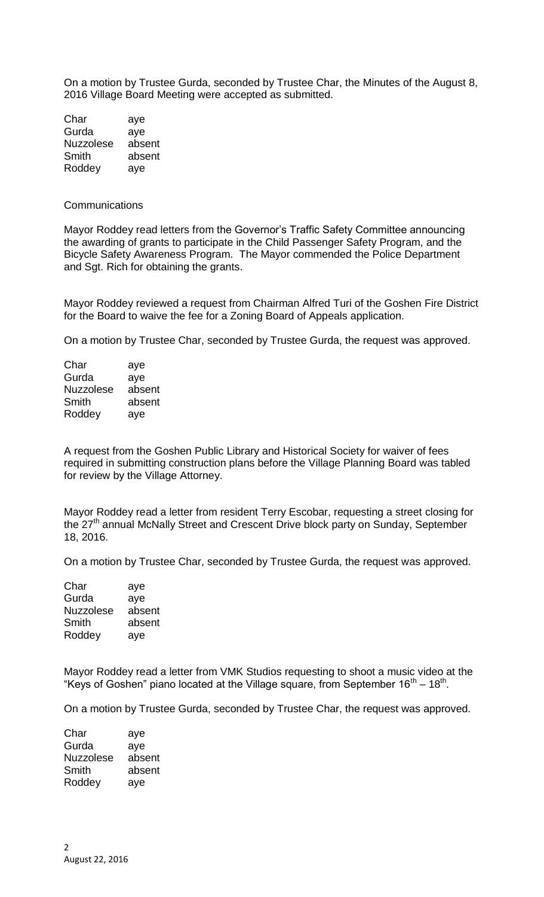On a motion by Trustee Gurda, seconded by Trustee Char, the Minutes of the August 8, 2016 Village Board Meeting were accepted as submitted.

| | |
|---|---|
| Char | aye |
| Gurda | aye |
| Nuzzolese | absent |
| Smith | absent |
| Roddey | aye |

Communications

Mayor Roddey read letters from the Governor's Traffic Safety Committee announcing the awarding of grants to participate in the Child Passenger Safety Program, and the Bicycle Safety Awareness Program. The Mayor commended the Police Department and Sgt. Rich for obtaining the grants.

Mayor Roddey reviewed a request from Chairman Alfred Turi of the Goshen Fire District for the Board to waive the fee for a Zoning Board of Appeals application.

On a motion by Trustee Char, seconded by Trustee Gurda, the request was approved.

| | |
|---|---|
| Char | aye |
| Gurda | aye |
| Nuzzolese | absent |
| Smith | absent |
| Roddey | aye |

A request from the Goshen Public Library and Historical Society for waiver of fees required in submitting construction plans before the Village Planning Board was tabled for review by the Village Attorney.

Mayor Roddey read a letter from resident Terry Escobar, requesting a street closing for the 27th annual McNally Street and Crescent Drive block party on Sunday, September 18, 2016.

On a motion by Trustee Char, seconded by Trustee Gurda, the request was approved.

| | |
|---|---|
| Char | aye |
| Gurda | aye |
| Nuzzolese | absent |
| Smith | absent |
| Roddey | aye |

Mayor Roddey read a letter from VMK Studios requesting to shoot a music video at the "Keys of Goshen" piano located at the Village square, from September 16th – 18th.

On a motion by Trustee Gurda, seconded by Trustee Char, the request was approved.

| | |
|---|---|
| Char | aye |
| Gurda | aye |
| Nuzzolese | absent |
| Smith | absent |
| Roddey | aye |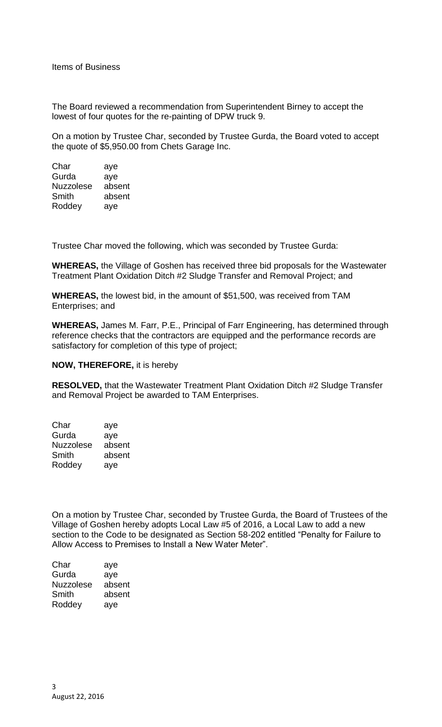Items of Business

The Board reviewed a recommendation from Superintendent Birney to accept the lowest of four quotes for the re-painting of DPW truck 9.

On a motion by Trustee Char, seconded by Trustee Gurda, the Board voted to accept the quote of $5,950.00 from Chets Garage Inc.

| | |
|---|---|
| Char | aye |
| Gurda | aye |
| Nuzzolese | absent |
| Smith | absent |
| Roddey | aye |

Trustee Char moved the following, which was seconded by Trustee Gurda:

**WHEREAS,** the Village of Goshen has received three bid proposals for the Wastewater Treatment Plant Oxidation Ditch #2 Sludge Transfer and Removal Project; and

**WHEREAS,** the lowest bid, in the amount of $51,500, was received from TAM Enterprises; and

**WHEREAS,** James M. Farr, P.E., Principal of Farr Engineering, has determined through reference checks that the contractors are equipped and the performance records are satisfactory for completion of this type of project;

**NOW, THEREFORE,** it is hereby

**RESOLVED,** that the Wastewater Treatment Plant Oxidation Ditch #2 Sludge Transfer and Removal Project be awarded to TAM Enterprises.

| | |
|---|---|
| Char | aye |
| Gurda | aye |
| Nuzzolese | absent |
| Smith | absent |
| Roddey | aye |

On a motion by Trustee Char, seconded by Trustee Gurda, the Board of Trustees of the Village of Goshen hereby adopts Local Law #5 of 2016, a Local Law to add a new section to the Code to be designated as Section 58-202 entitled "Penalty for Failure to Allow Access to Premises to Install a New Water Meter".

| | |
|---|---|
| Char | aye |
| Gurda | aye |
| Nuzzolese | absent |
| Smith | absent |
| Roddey | aye |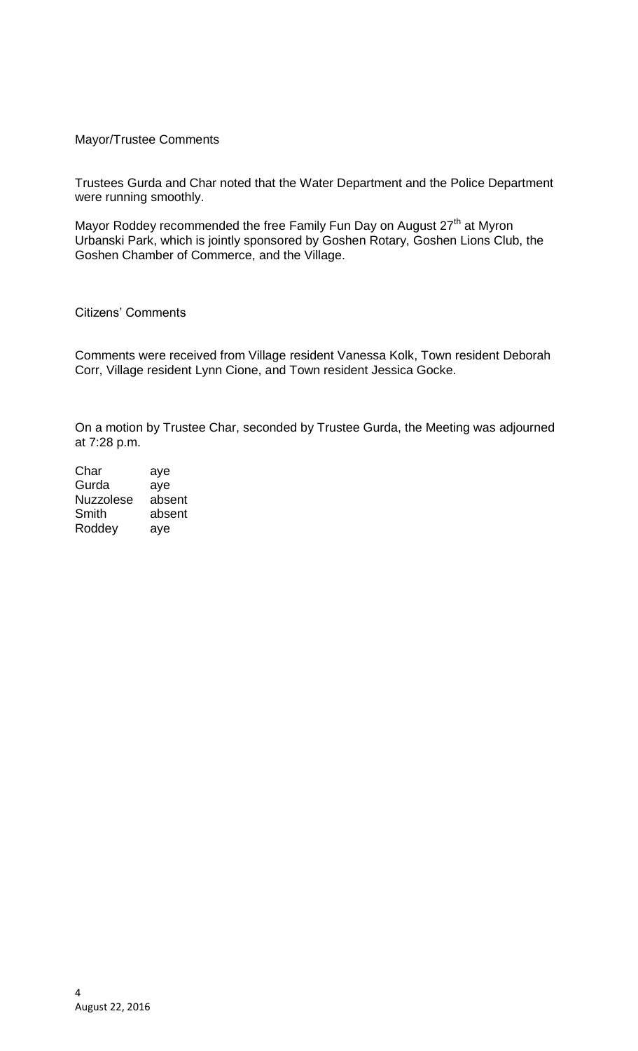Mayor/Trustee Comments

Trustees Gurda and Char noted that the Water Department and the Police Department were running smoothly.

Mayor Roddey recommended the free Family Fun Day on August 27th at Myron Urbanski Park, which is jointly sponsored by Goshen Rotary, Goshen Lions Club, the Goshen Chamber of Commerce, and the Village.

Citizens' Comments

Comments were received from Village resident Vanessa Kolk, Town resident Deborah Corr, Village resident Lynn Cione, and Town resident Jessica Gocke.

On a motion by Trustee Char, seconded by Trustee Gurda, the Meeting was adjourned at 7:28 p.m.

| | |
|---|---|
| Char | aye |
| Gurda | aye |
| Nuzzolese | absent |
| Smith | absent |
| Roddey | aye |